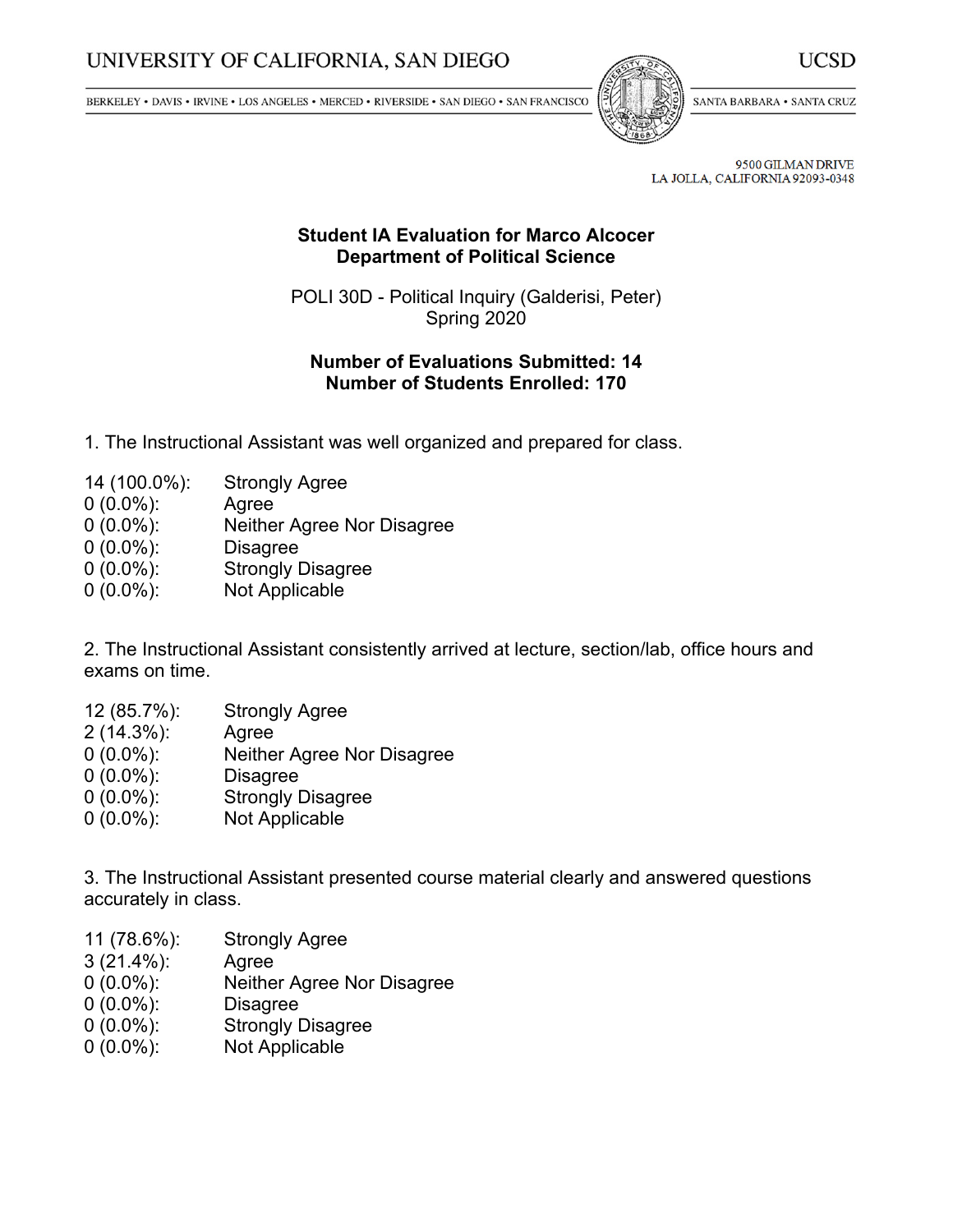UNIVERSITY OF CALIFORNIA, SAN DIEGO — UCSD

BERKELEY • DAVIS • IRVINE • LOS ANGELES • MERCED • RIVERSIDE • SAN DIEGO • SAN FRANCISCO — SANTA BARBARA • SANTA CRUZ

9500 GILMAN DRIVE
LA JOLLA, CALIFORNIA 92093-0348

**Student IA Evaluation for Marco Alcocer**
**Department of Political Science**

POLI 30D - Political Inquiry (Galderisi, Peter)
Spring 2020

**Number of Evaluations Submitted: 14**
**Number of Students Enrolled: 170**

1. The Instructional Assistant was well organized and prepared for class.

| | |
|---|---|
| 14 (100.0%): | Strongly Agree |
| 0 (0.0%): | Agree |
| 0 (0.0%): | Neither Agree Nor Disagree |
| 0 (0.0%): | Disagree |
| 0 (0.0%): | Strongly Disagree |
| 0 (0.0%): | Not Applicable |

2. The Instructional Assistant consistently arrived at lecture, section/lab, office hours and exams on time.

| | |
|---|---|
| 12 (85.7%): | Strongly Agree |
| 2 (14.3%): | Agree |
| 0 (0.0%): | Neither Agree Nor Disagree |
| 0 (0.0%): | Disagree |
| 0 (0.0%): | Strongly Disagree |
| 0 (0.0%): | Not Applicable |

3. The Instructional Assistant presented course material clearly and answered questions accurately in class.

| | |
|---|---|
| 11 (78.6%): | Strongly Agree |
| 3 (21.4%): | Agree |
| 0 (0.0%): | Neither Agree Nor Disagree |
| 0 (0.0%): | Disagree |
| 0 (0.0%): | Strongly Disagree |
| 0 (0.0%): | Not Applicable |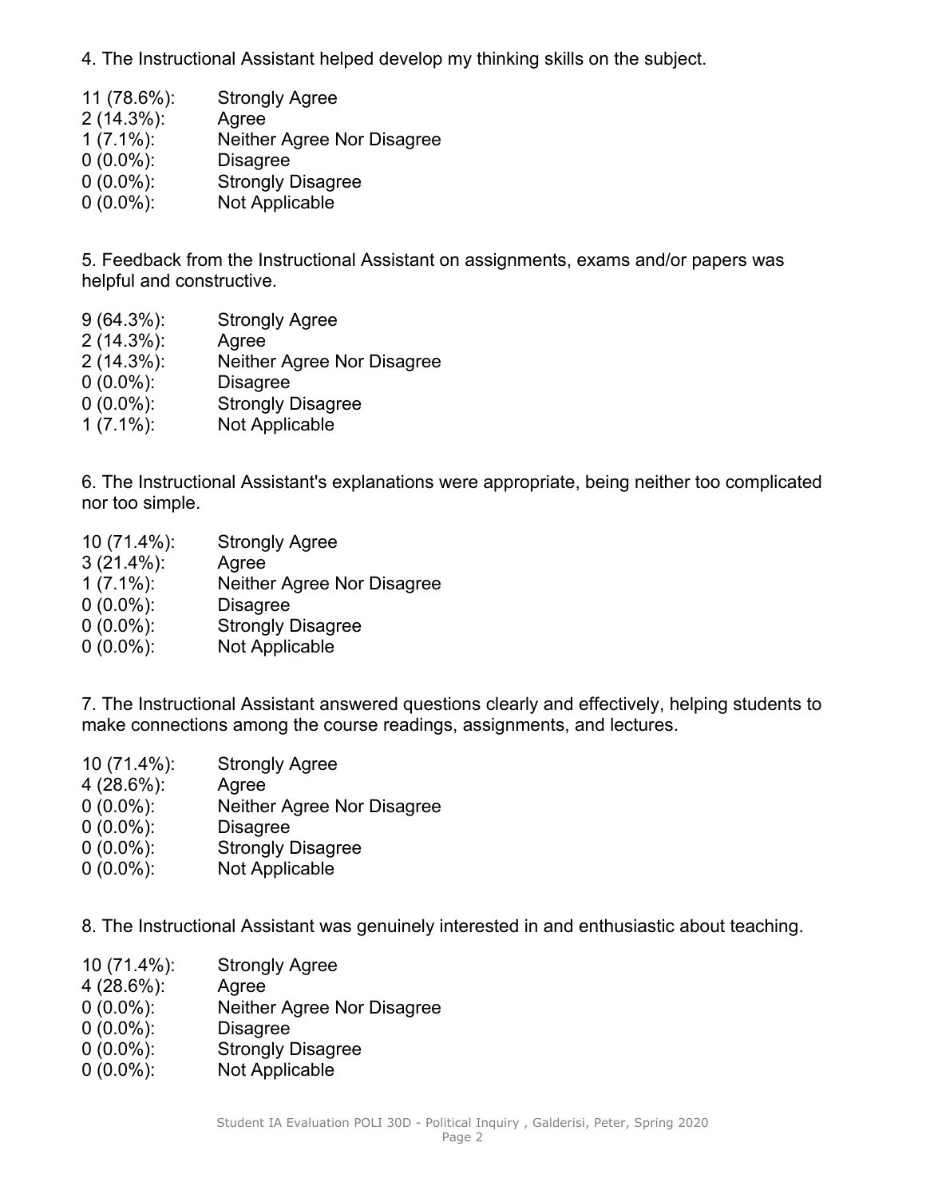4. The Instructional Assistant helped develop my thinking skills on the subject.

| | |
|---|---|
| 11 (78.6%): | Strongly Agree |
| 2 (14.3%): | Agree |
| 1 (7.1%): | Neither Agree Nor Disagree |
| 0 (0.0%): | Disagree |
| 0 (0.0%): | Strongly Disagree |
| 0 (0.0%): | Not Applicable |

5. Feedback from the Instructional Assistant on assignments, exams and/or papers was helpful and constructive.

| | |
|---|---|
| 9 (64.3%): | Strongly Agree |
| 2 (14.3%): | Agree |
| 2 (14.3%): | Neither Agree Nor Disagree |
| 0 (0.0%): | Disagree |
| 0 (0.0%): | Strongly Disagree |
| 1 (7.1%): | Not Applicable |

6. The Instructional Assistant's explanations were appropriate, being neither too complicated nor too simple.

| | |
|---|---|
| 10 (71.4%): | Strongly Agree |
| 3 (21.4%): | Agree |
| 1 (7.1%): | Neither Agree Nor Disagree |
| 0 (0.0%): | Disagree |
| 0 (0.0%): | Strongly Disagree |
| 0 (0.0%): | Not Applicable |

7. The Instructional Assistant answered questions clearly and effectively, helping students to make connections among the course readings, assignments, and lectures.

| | |
|---|---|
| 10 (71.4%): | Strongly Agree |
| 4 (28.6%): | Agree |
| 0 (0.0%): | Neither Agree Nor Disagree |
| 0 (0.0%): | Disagree |
| 0 (0.0%): | Strongly Disagree |
| 0 (0.0%): | Not Applicable |

8. The Instructional Assistant was genuinely interested in and enthusiastic about teaching.

| | |
|---|---|
| 10 (71.4%): | Strongly Agree |
| 4 (28.6%): | Agree |
| 0 (0.0%): | Neither Agree Nor Disagree |
| 0 (0.0%): | Disagree |
| 0 (0.0%): | Strongly Disagree |
| 0 (0.0%): | Not Applicable |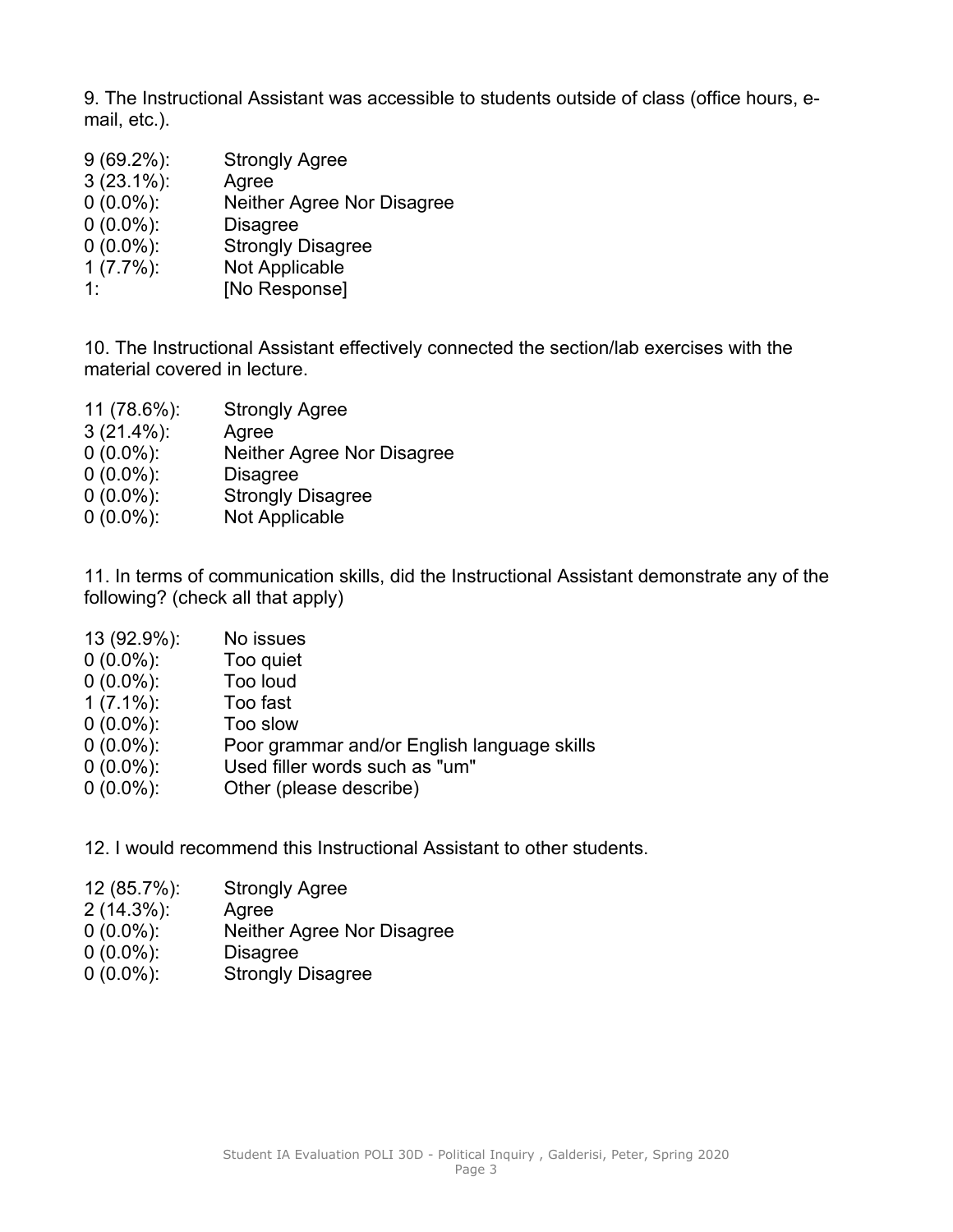9. The Instructional Assistant was accessible to students outside of class (office hours, e-mail, etc.).

| | |
|---|---|
| 9 (69.2%): | Strongly Agree |
| 3 (23.1%): | Agree |
| 0 (0.0%): | Neither Agree Nor Disagree |
| 0 (0.0%): | Disagree |
| 0 (0.0%): | Strongly Disagree |
| 1 (7.7%): | Not Applicable |
| 1: | [No Response] |

10. The Instructional Assistant effectively connected the section/lab exercises with the material covered in lecture.

| | |
|---|---|
| 11 (78.6%): | Strongly Agree |
| 3 (21.4%): | Agree |
| 0 (0.0%): | Neither Agree Nor Disagree |
| 0 (0.0%): | Disagree |
| 0 (0.0%): | Strongly Disagree |
| 0 (0.0%): | Not Applicable |

11. In terms of communication skills, did the Instructional Assistant demonstrate any of the following? (check all that apply)

| | |
|---|---|
| 13 (92.9%): | No issues |
| 0 (0.0%): | Too quiet |
| 0 (0.0%): | Too loud |
| 1 (7.1%): | Too fast |
| 0 (0.0%): | Too slow |
| 0 (0.0%): | Poor grammar and/or English language skills |
| 0 (0.0%): | Used filler words such as "um" |
| 0 (0.0%): | Other (please describe) |

12. I would recommend this Instructional Assistant to other students.

| | |
|---|---|
| 12 (85.7%): | Strongly Agree |
| 2 (14.3%): | Agree |
| 0 (0.0%): | Neither Agree Nor Disagree |
| 0 (0.0%): | Disagree |
| 0 (0.0%): | Strongly Disagree |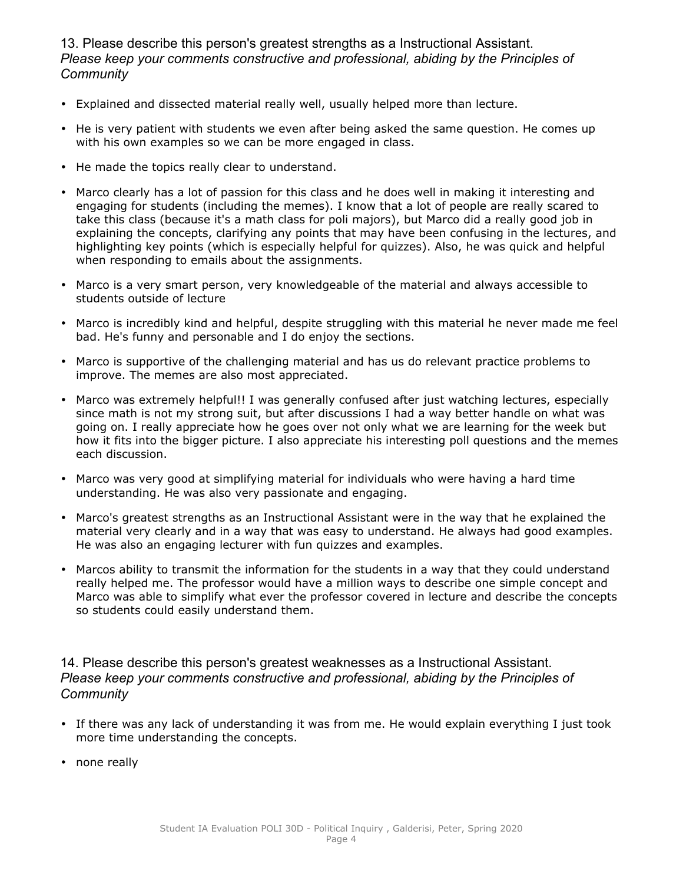13. Please describe this person's greatest strengths as a Instructional Assistant.
*Please keep your comments constructive and professional, abiding by the Principles of Community*

- Explained and dissected material really well, usually helped more than lecture.
- He is very patient with students we even after being asked the same question. He comes up with his own examples so we can be more engaged in class.
- He made the topics really clear to understand.
- Marco clearly has a lot of passion for this class and he does well in making it interesting and engaging for students (including the memes). I know that a lot of people are really scared to take this class (because it's a math class for poli majors), but Marco did a really good job in explaining the concepts, clarifying any points that may have been confusing in the lectures, and highlighting key points (which is especially helpful for quizzes). Also, he was quick and helpful when responding to emails about the assignments.
- Marco is a very smart person, very knowledgeable of the material and always accessible to students outside of lecture
- Marco is incredibly kind and helpful, despite struggling with this material he never made me feel bad. He's funny and personable and I do enjoy the sections.
- Marco is supportive of the challenging material and has us do relevant practice problems to improve. The memes are also most appreciated.
- Marco was extremely helpful!! I was generally confused after just watching lectures, especially since math is not my strong suit, but after discussions I had a way better handle on what was going on. I really appreciate how he goes over not only what we are learning for the week but how it fits into the bigger picture. I also appreciate his interesting poll questions and the memes each discussion.
- Marco was very good at simplifying material for individuals who were having a hard time understanding. He was also very passionate and engaging.
- Marco's greatest strengths as an Instructional Assistant were in the way that he explained the material very clearly and in a way that was easy to understand. He always had good examples. He was also an engaging lecturer with fun quizzes and examples.
- Marcos ability to transmit the information for the students in a way that they could understand really helped me. The professor would have a million ways to describe one simple concept and Marco was able to simplify what ever the professor covered in lecture and describe the concepts so students could easily understand them.

14. Please describe this person's greatest weaknesses as a Instructional Assistant.
*Please keep your comments constructive and professional, abiding by the Principles of Community*

- If there was any lack of understanding it was from me. He would explain everything I just took more time understanding the concepts.
- none really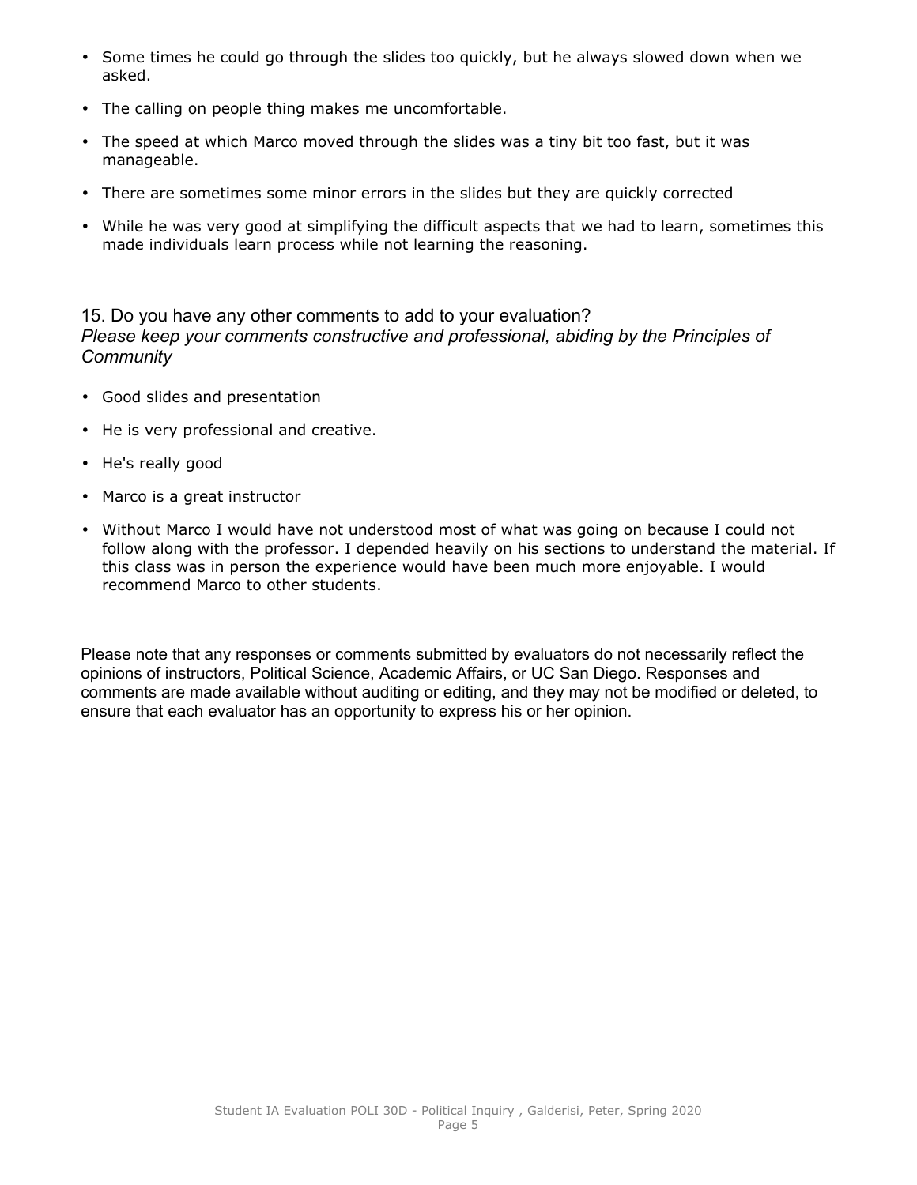- Some times he could go through the slides too quickly, but he always slowed down when we asked.
- The calling on people thing makes me uncomfortable.
- The speed at which Marco moved through the slides was a tiny bit too fast, but it was manageable.
- There are sometimes some minor errors in the slides but they are quickly corrected
- While he was very good at simplifying the difficult aspects that we had to learn, sometimes this made individuals learn process while not learning the reasoning.

15. Do you have any other comments to add to your evaluation?
*Please keep your comments constructive and professional, abiding by the Principles of Community*

- Good slides and presentation
- He is very professional and creative.
- He's really good
- Marco is a great instructor
- Without Marco I would have not understood most of what was going on because I could not follow along with the professor. I depended heavily on his sections to understand the material. If this class was in person the experience would have been much more enjoyable. I would recommend Marco to other students.

Please note that any responses or comments submitted by evaluators do not necessarily reflect the opinions of instructors, Political Science, Academic Affairs, or UC San Diego. Responses and comments are made available without auditing or editing, and they may not be modified or deleted, to ensure that each evaluator has an opportunity to express his or her opinion.